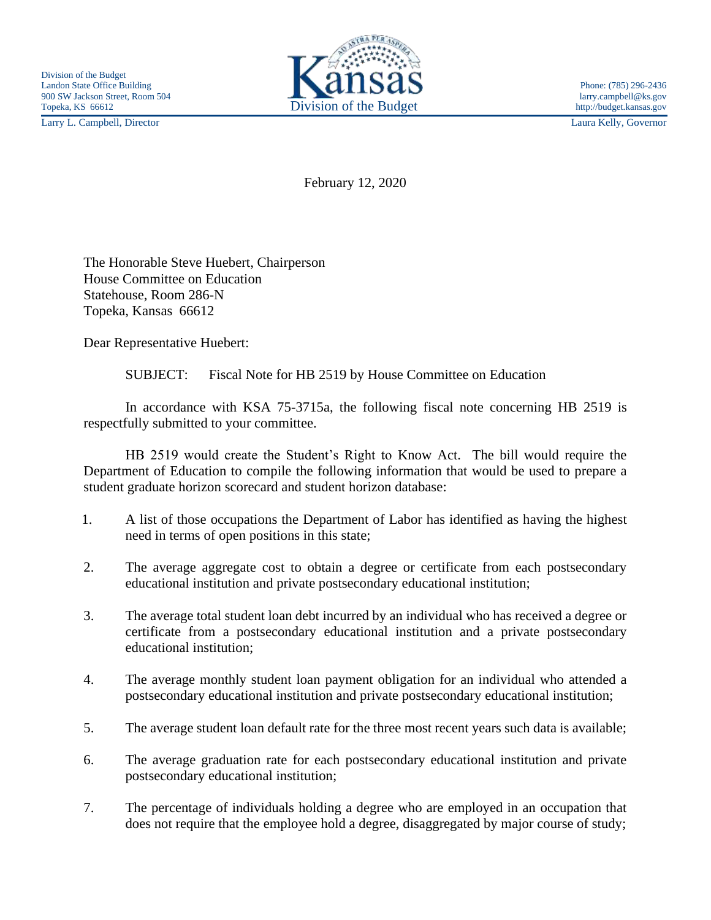Division of the Budget
Landon State Office Building
900 SW Jackson Street, Room 504
Topeka, KS 66612

Larry L. Campbell, Director

Kansas
Division of the Budget

Phone: (785) 296-2436
larry.campbell@ks.gov
http://budget.kansas.gov

Laura Kelly, Governor

February 12, 2020

The Honorable Steve Huebert, Chairperson
House Committee on Education
Statehouse, Room 286-N
Topeka, Kansas 66612

Dear Representative Huebert:

SUBJECT: Fiscal Note for HB 2519 by House Committee on Education

In accordance with KSA 75-3715a, the following fiscal note concerning HB 2519 is respectfully submitted to your committee.

HB 2519 would create the Student's Right to Know Act. The bill would require the Department of Education to compile the following information that would be used to prepare a student graduate horizon scorecard and student horizon database:

1. A list of those occupations the Department of Labor has identified as having the highest need in terms of open positions in this state;
2. The average aggregate cost to obtain a degree or certificate from each postsecondary educational institution and private postsecondary educational institution;
3. The average total student loan debt incurred by an individual who has received a degree or certificate from a postsecondary educational institution and a private postsecondary educational institution;
4. The average monthly student loan payment obligation for an individual who attended a postsecondary educational institution and private postsecondary educational institution;
5. The average student loan default rate for the three most recent years such data is available;
6. The average graduation rate for each postsecondary educational institution and private postsecondary educational institution;
7. The percentage of individuals holding a degree who are employed in an occupation that does not require that the employee hold a degree, disaggregated by major course of study;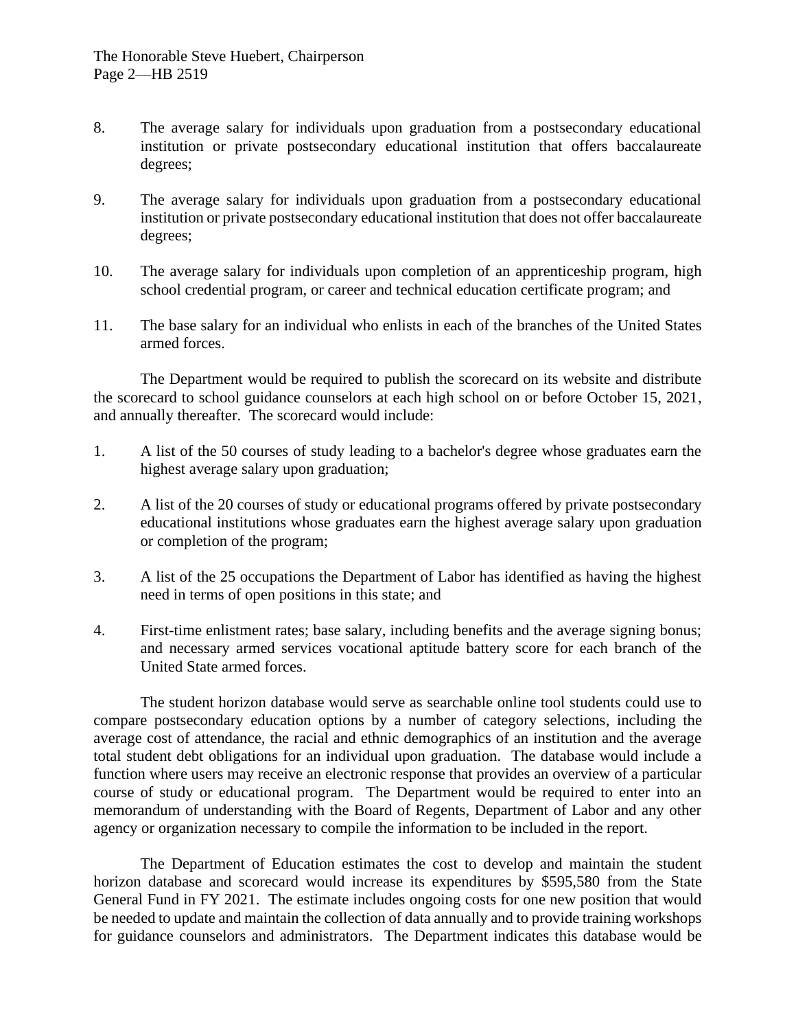8. The average salary for individuals upon graduation from a postsecondary educational institution or private postsecondary educational institution that offers baccalaureate degrees;

9. The average salary for individuals upon graduation from a postsecondary educational institution or private postsecondary educational institution that does not offer baccalaureate degrees;

10. The average salary for individuals upon completion of an apprenticeship program, high school credential program, or career and technical education certificate program; and

11. The base salary for an individual who enlists in each of the branches of the United States armed forces.

The Department would be required to publish the scorecard on its website and distribute the scorecard to school guidance counselors at each high school on or before October 15, 2021, and annually thereafter. The scorecard would include:

1. A list of the 50 courses of study leading to a bachelor's degree whose graduates earn the highest average salary upon graduation;

2. A list of the 20 courses of study or educational programs offered by private postsecondary educational institutions whose graduates earn the highest average salary upon graduation or completion of the program;

3. A list of the 25 occupations the Department of Labor has identified as having the highest need in terms of open positions in this state; and

4. First-time enlistment rates; base salary, including benefits and the average signing bonus; and necessary armed services vocational aptitude battery score for each branch of the United State armed forces.

The student horizon database would serve as searchable online tool students could use to compare postsecondary education options by a number of category selections, including the average cost of attendance, the racial and ethnic demographics of an institution and the average total student debt obligations for an individual upon graduation. The database would include a function where users may receive an electronic response that provides an overview of a particular course of study or educational program. The Department would be required to enter into an memorandum of understanding with the Board of Regents, Department of Labor and any other agency or organization necessary to compile the information to be included in the report.

The Department of Education estimates the cost to develop and maintain the student horizon database and scorecard would increase its expenditures by $595,580 from the State General Fund in FY 2021. The estimate includes ongoing costs for one new position that would be needed to update and maintain the collection of data annually and to provide training workshops for guidance counselors and administrators. The Department indicates this database would be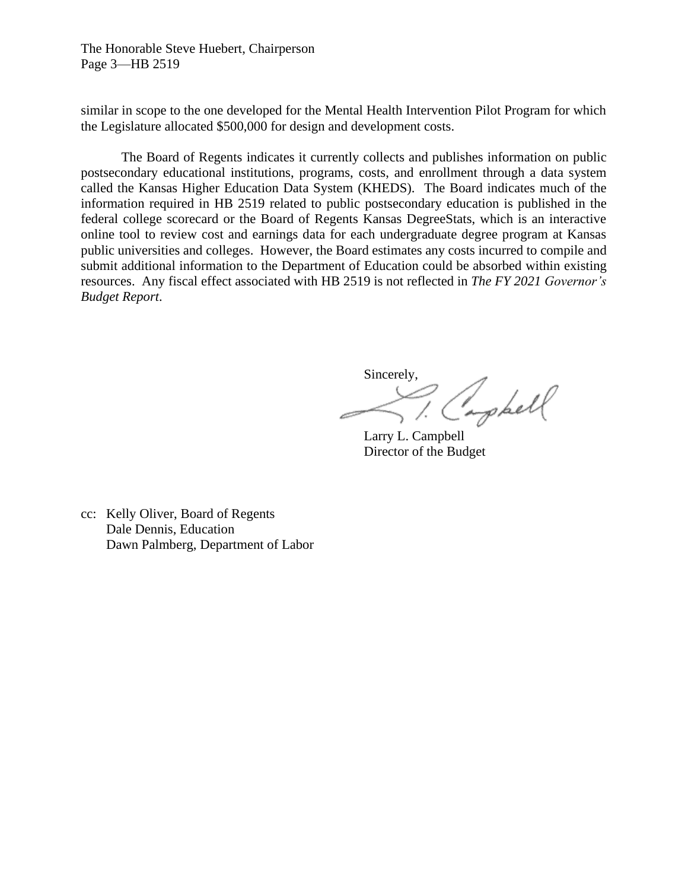similar in scope to the one developed for the Mental Health Intervention Pilot Program for which the Legislature allocated $500,000 for design and development costs.

The Board of Regents indicates it currently collects and publishes information on public postsecondary educational institutions, programs, costs, and enrollment through a data system called the Kansas Higher Education Data System (KHEDS). The Board indicates much of the information required in HB 2519 related to public postsecondary education is published in the federal college scorecard or the Board of Regents Kansas DegreeStats, which is an interactive online tool to review cost and earnings data for each undergraduate degree program at Kansas public universities and colleges. However, the Board estimates any costs incurred to compile and submit additional information to the Department of Education could be absorbed within existing resources. Any fiscal effect associated with HB 2519 is not reflected in *The FY 2021 Governor's Budget Report*.

Sincerely,

Larry L. Campbell
Director of the Budget

cc: Kelly Oliver, Board of Regents
Dale Dennis, Education
Dawn Palmberg, Department of Labor